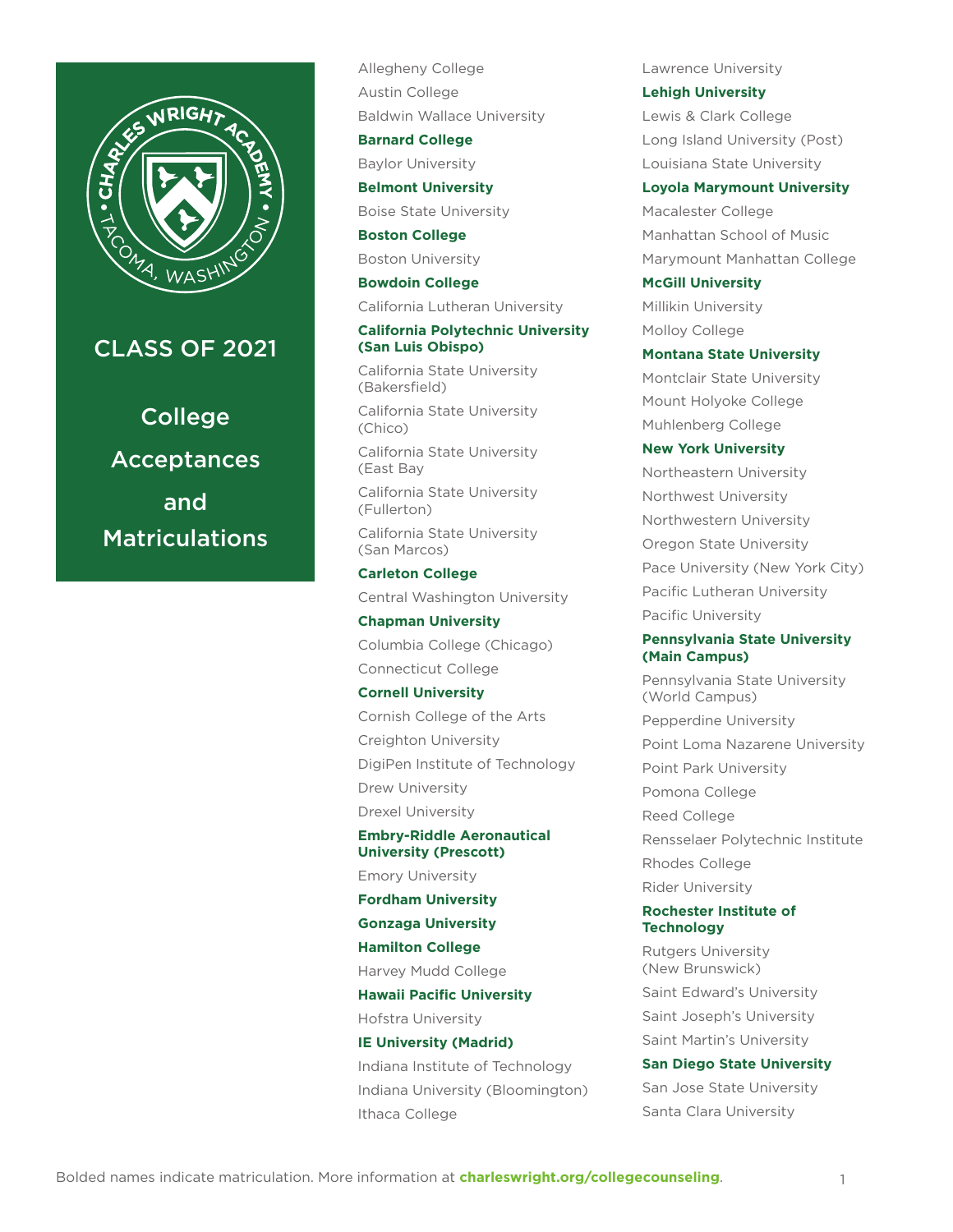# CLASS OF 2021

## College Acceptances and Matriculations

- Allegheny College
- Austin College
- Baldwin Wallace University
- **Barnard College**
- Baylor University
- **Belmont University**
- Boise State University
- **Boston College**
- Boston University
- **Bowdoin College**
- California Lutheran University
- **California Polytechnic University (San Luis Obispo)**
- California State University (Bakersfield)
- California State University (Chico)
- California State University (East Bay
- California State University (Fullerton)
- California State University (San Marcos)
- **Carleton College**
- Central Washington University
- **Chapman University**
- Columbia College (Chicago)
- Connecticut College
- **Cornell University**
- Cornish College of the Arts
- Creighton University
- DigiPen Institute of Technology
- Drew University
- Drexel University
- **Embry-Riddle Aeronautical University (Prescott)**
- Emory University
- **Fordham University**
- **Gonzaga University**
- **Hamilton College**
- Harvey Mudd College
- **Hawaii Pacific University**
- Hofstra University
- **IE University (Madrid)**
- Indiana Institute of Technology
- Indiana University (Bloomington)
- Ithaca College
- Lawrence University
- **Lehigh University**
- Lewis & Clark College
- Long Island University (Post)
- Louisiana State University
- **Loyola Marymount University**
- Macalester College
- Manhattan School of Music
- Marymount Manhattan College
- **McGill University**
- Millikin University
- Molloy College
- **Montana State University**
- Montclair State University
- Mount Holyoke College
- Muhlenberg College
- **New York University**
- Northeastern University
- Northwest University
- Northwestern University
- Oregon State University
- Pace University (New York City)
- Pacific Lutheran University
- Pacific University
- **Pennsylvania State University (Main Campus)**
- Pennsylvania State University (World Campus)
- Pepperdine University
- Point Loma Nazarene University
- Point Park University
- Pomona College
- Reed College
- Rensselaer Polytechnic Institute
- Rhodes College
- Rider University
- **Rochester Institute of Technology**
- Rutgers University (New Brunswick)
- Saint Edward's University
- Saint Joseph's University
- Saint Martin's University
- **San Diego State University**
- San Jose State University
- Santa Clara University

Bolded names indicate matriculation. More information at **charleswright.org/collegecounseling**.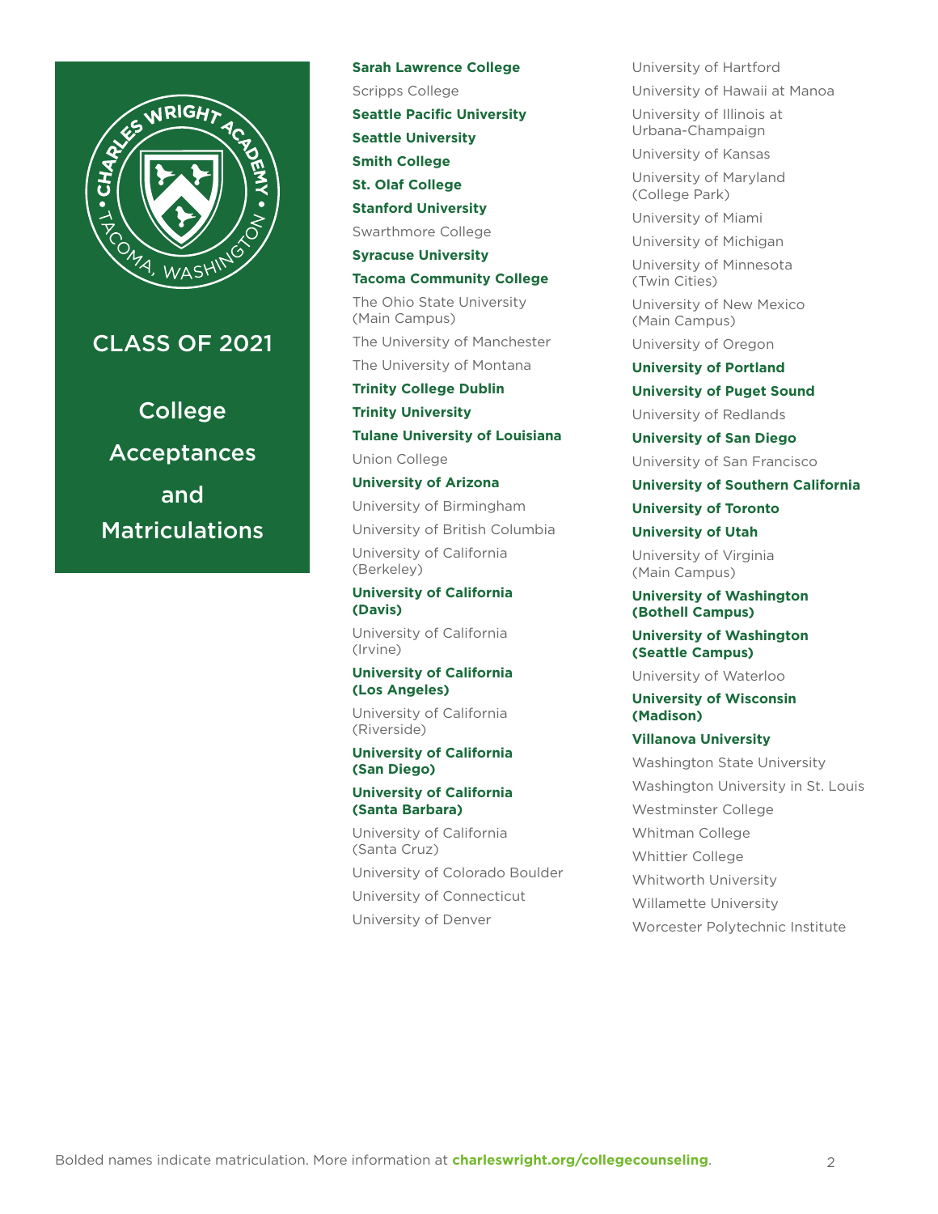# CLASS OF 2021

## College Acceptances and Matriculations

**Sarah Lawrence College**

Scripps College

**Seattle Pacific University**

**Seattle University**

**Smith College**

**St. Olaf College**

**Stanford University**

Swarthmore College

**Syracuse University**

**Tacoma Community College**

The Ohio State University (Main Campus)

The University of Manchester

The University of Montana

**Trinity College Dublin**

**Trinity University**

**Tulane University of Louisiana**

Union College

**University of Arizona**

University of Birmingham

University of British Columbia

University of California (Berkeley)

**University of California (Davis)**

University of California (Irvine)

**University of California (Los Angeles)**

University of California (Riverside)

**University of California (San Diego)**

**University of California (Santa Barbara)**

University of California (Santa Cruz)

University of Colorado Boulder

University of Connecticut

University of Denver

University of Hartford

University of Hawaii at Manoa

University of Illinois at Urbana-Champaign

University of Kansas

University of Maryland (College Park)

University of Miami

University of Michigan

University of Minnesota (Twin Cities)

University of New Mexico (Main Campus)

University of Oregon

**University of Portland**

**University of Puget Sound**

University of Redlands

**University of San Diego**

University of San Francisco

**University of Southern California**

**University of Toronto**

**University of Utah**

University of Virginia (Main Campus)

**University of Washington (Bothell Campus)**

**University of Washington (Seattle Campus)**

University of Waterloo

**University of Wisconsin (Madison)**

**Villanova University**

Washington State University

Washington University in St. Louis

Westminster College

Whitman College

Whittier College

Whitworth University

Willamette University

Worcester Polytechnic Institute

Bolded names indicate matriculation. More information at **charleswright.org/collegecounseling**.